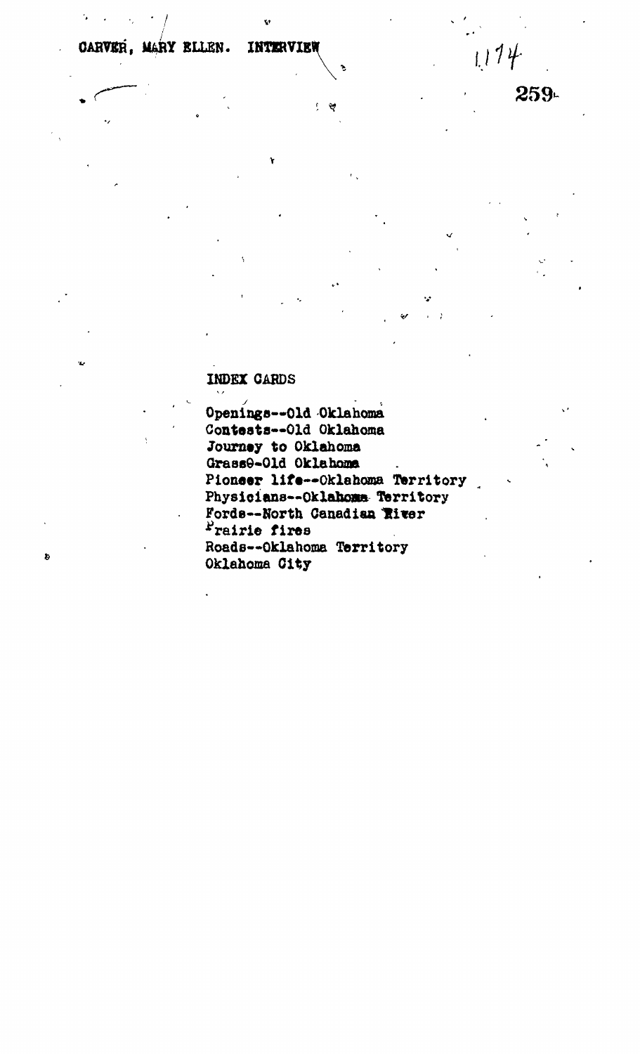CARVER, MARY ELLEN. INTERVIEW

1174

INDEX CARDS

Openings--Old Oklahoma
Contests--Old Oklahoma
Journey to Oklahoma
Grass--Old Oklahoma
Pioneer life--Oklahoma Territory
Physicians--Oklahoma Territory
Fords--North Canadian River
Prairie fires
Roads--Oklahoma Territory
Oklahoma City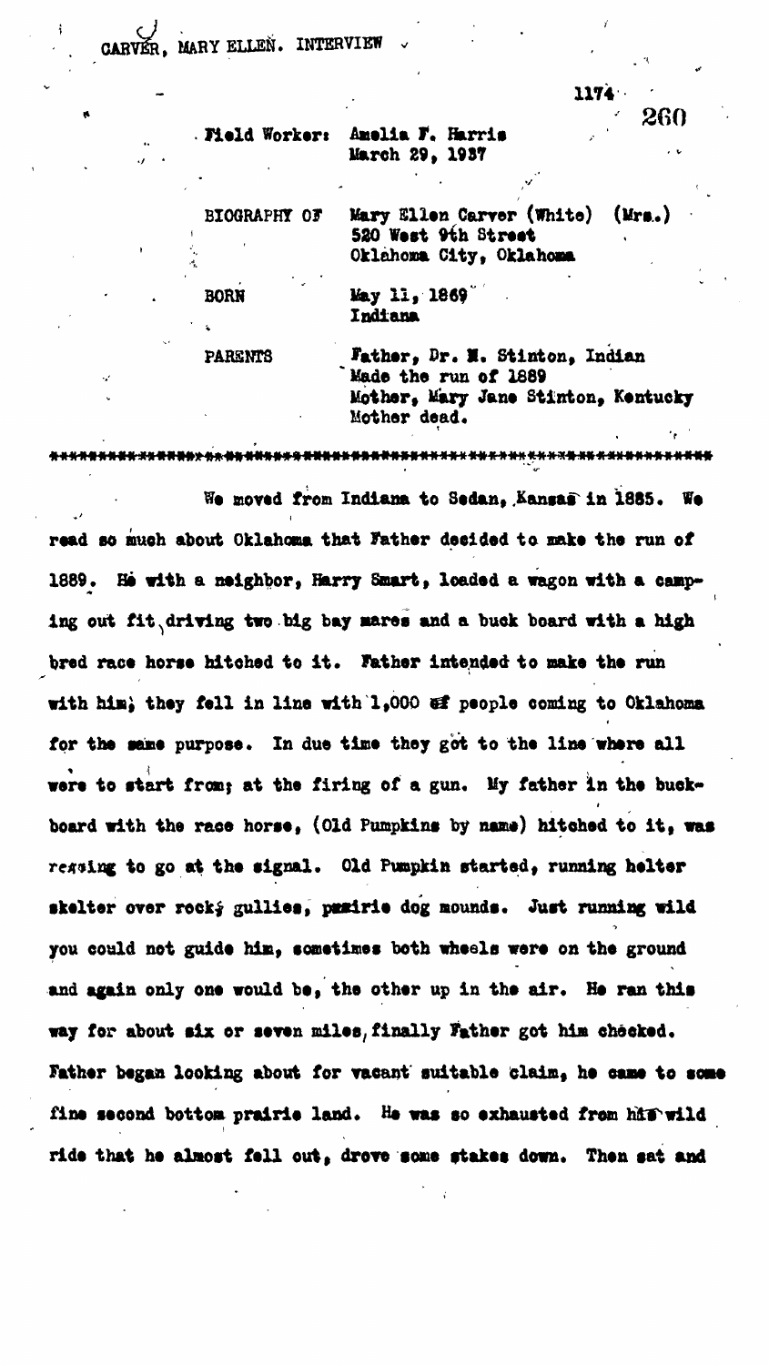CARVER, MARY ELLEN. INTERVIEW

1174

Field Worker: Amelia F. Harris
March 29, 1937

| | |
|---|---|
| BIOGRAPHY OF | Mary Ellen Carver (White) (Mrs.)<br>520 West 9th Street<br>Oklahoma City, Oklahoma |
| BORN | May 11, 1869<br>Indiana |
| PARENTS | Father, Dr. M. Stinton, Indian<br>Made the run of 1889<br>Mother, Mary Jane Stinton, Kentucky<br>Mother dead. |

We moved from Indiana to Sedan, Kansas in 1885. We read so much about Oklahoma that Father decided to make the run of 1889. He with a neighbor, Harry Smart, loaded a wagon with a camping out fit driving two big bay mares and a buck board with a high bred race horse hitched to it. Father intended to make the run with him; they fell in line with 1,000 of people coming to Oklahoma for the same purpose. In due time they got to the line where all were to start from; at the firing of a gun. My father in the buckboard with the race horse, (Old Pumpkins by name) hitched to it, was ressing to go at the signal. Old Pumpkin started, running helter skelter over rocky gullies, prairie dog mounds. Just running wild you could not guide him, sometimes both wheels were on the ground and again only one would be, the other up in the air. He ran this way for about six or seven miles, finally Father got him checked. Father began looking about for vacant suitable claim, he came to some fine second bottom prairie land. He was so exhausted from his wild ride that he almost fell out, drove some stakes down. Then sat and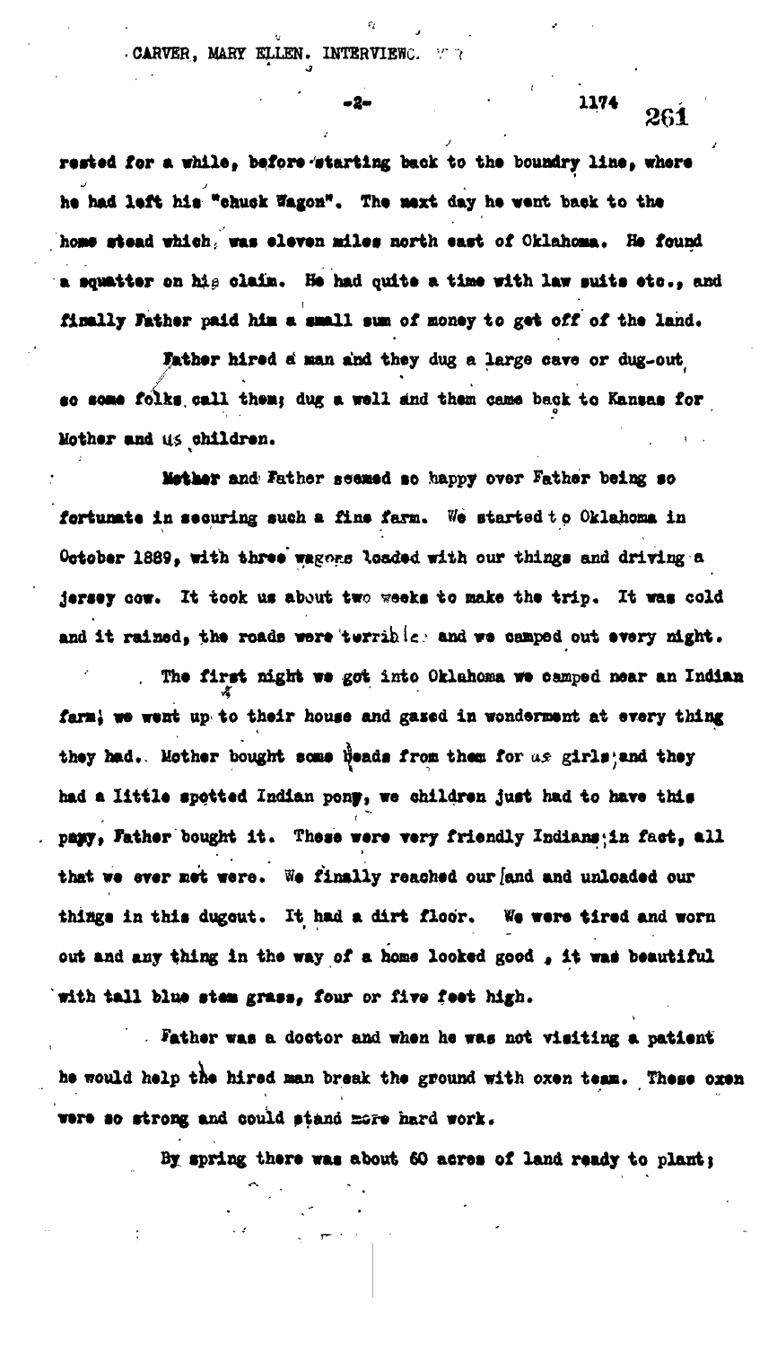rested for a while, before starting back to the boundry line, where he had left his "chuck Wagon". The next day he went back to the home stead which, was eleven miles north east of Oklahoma. He found a squatter on his claim. He had quite a time with law suits etc., and finally Father paid him a small sum of money to get off of the land.

Father hired a man and they dug a large cave or dug-out, so some folks call them; dug a well and them came back to Kansas for Mother and us children.

Mother and Father seemed so happy over Father being so fortunate in securing such a fine farm. We started to Oklahoma in October 1889, with three wagons loaded with our things and driving a jersey cow. It took us about two weeks to make the trip. It was cold and it rained, the roads were terrible and we camped out every night.

The first night we got into Oklahoma we camped near an Indian farm; we went up to their house and gazed in wonderment at every thing they had. Mother bought some beads from them for us girls; and they had a little spotted Indian pony, we children just had to have this pony, Father bought it. These were very friendly Indians; in fact, all that we ever met were. We finally reached our land and unloaded our things in this dugout. It had a dirt floor. We were tired and worn out and any thing in the way of a home looked good, it was beautiful with tall blue stem grass, four or five feet high.

Father was a doctor and when he was not visiting a patient he would help the hired man break the ground with oxen team. These oxen were so strong and could stand more hard work.

By spring there was about 60 acres of land ready to plant;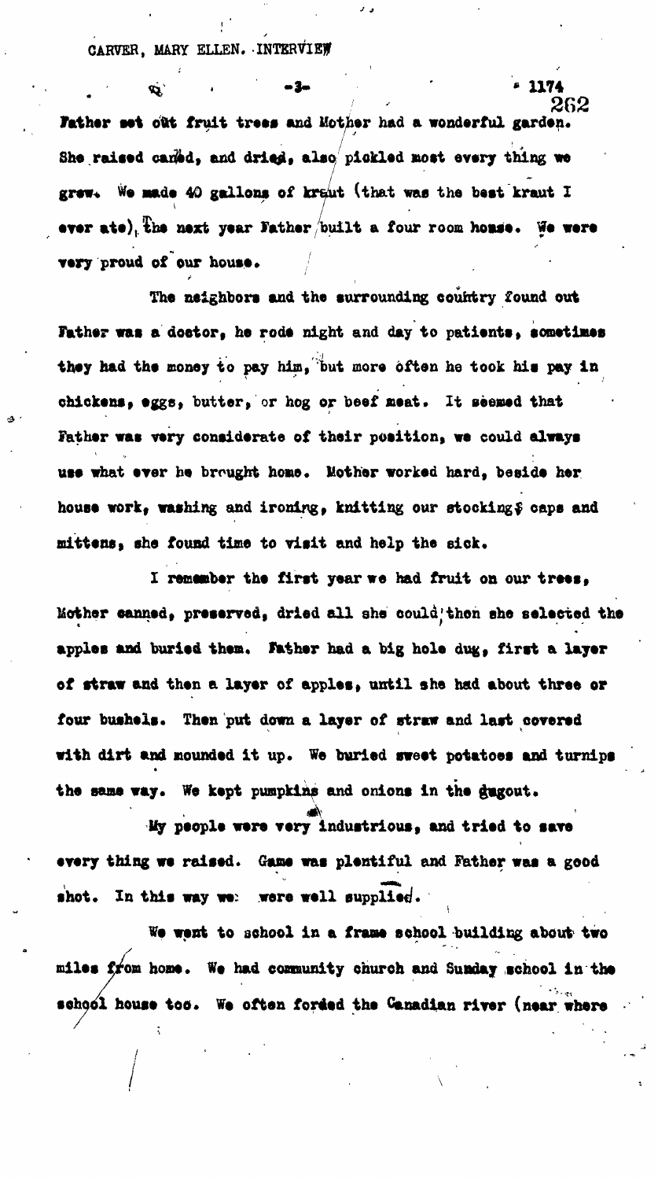Father set out fruit trees and Mother had a wonderful garden. She raised canned, and dried, also pickled most every thing we grew. We made 40 gallons of kraut (that was the best kraut I ever ate), The next year Father built a four room house. We were very proud of our house.

The neighbors and the surrounding country found out Father was a doctor, he rode night and day to patients, sometimes they had the money to pay him, but more often he took his pay in chickens, eggs, butter, or hog or beef meat. It seemed that Father was very considerate of their position, we could always use what ever he brought home. Mother worked hard, beside her house work, washing and ironing, knitting our stockings, caps and mittens, she found time to visit and help the sick.

I remember the first year we had fruit on our trees, Mother canned, preserved, dried all she could, then she selected the apples and buried them. Father had a big hole dug, first a layer of straw and then a layer of apples, until she had about three or four bushels. Then put down a layer of straw and last covered with dirt and mounded it up. We buried sweet potatoes and turnips the same way. We kept pumpkins and onions in the dugout.

My people were very industrious, and tried to save every thing we raised. Game was plentiful and Father was a good shot. In this way we were well supplied.

We went to school in a frame school building about two miles from home. We had community church and Sunday school in the school house too. We often forded the Canadian river (near where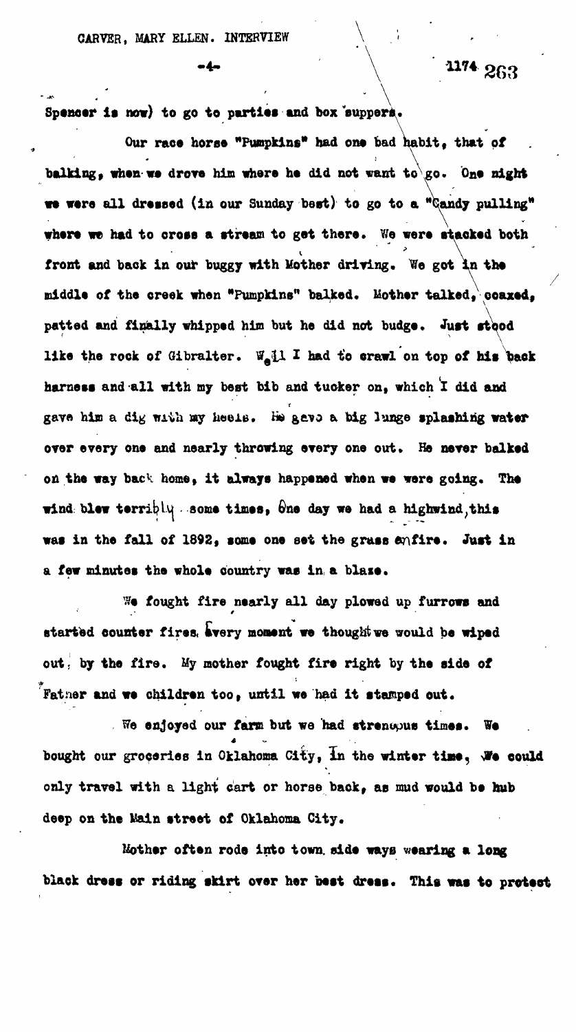Spencer is now) to go to parties and box suppers.

Our race horse "Pumpkins" had one bad habit, that of balking, when we drove him where he did not want to go. One night we were all dressed (in our Sunday best) to go to a "Candy pulling" where we had to cross a stream to get there. We were stacked both front and back in our buggy with Mother driving. We got in the middle of the creek when "Pumpkins" balked. Mother talked, coaxed, patted and finally whipped him but he did not budge. Just stood like the rock of Gibralter. Well I had to crawl on top of his back harness and all with my best bib and tucker on, which I did and gave him a dig with my heels. He gave a big lunge splashing water over every one and nearly throwing every one out. He never balked on the way back home, it always happened when we were going. The wind blew terribly some times, One day we had a highwind, this was in the fall of 1892, some one set the grass enfire. Just in a few minutes the whole country was in a blaze.

We fought fire nearly all day plowed up furrows and started counter fires. Every moment we thought we would be wiped out, by the fire. My mother fought fire right by the side of Father and we children too, until we had it stamped out.

We enjoyed our farm but we had strenuous times. We bought our groceries in Oklahoma City, In the winter time, We could only travel with a light cart or horse back, as mud would be hub deep on the Main street of Oklahoma City.

Mother often rode into town side ways wearing a long black dress or riding skirt over her best dress. This was to protect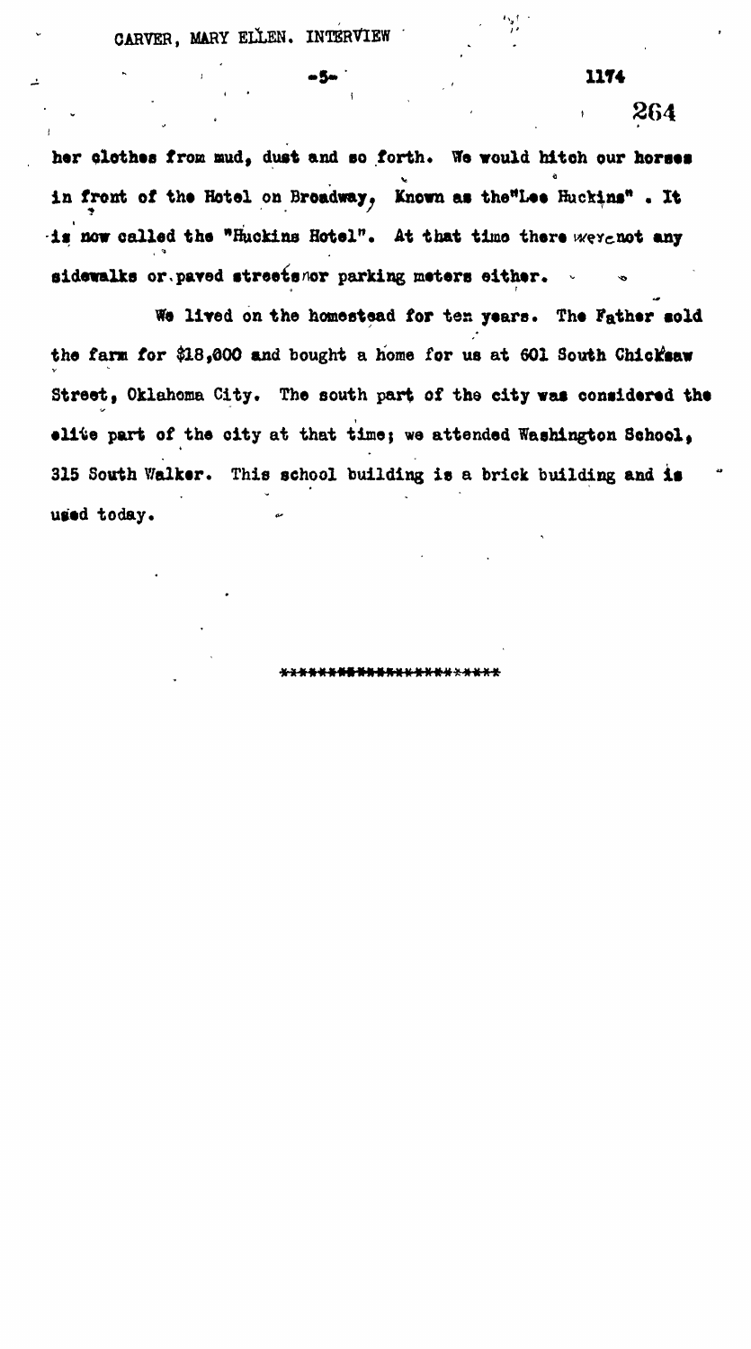her clothes from mud, dust and so forth. We would hitch our horses in front of the Hotel on Broadway, Known as the "Lee Huckins". It is now called the "Huckins Hotel". At that time there were not any sidewalks or paved streets nor parking meters either.

We lived on the homestead for ten years. The Father sold the farm for $18,000 and bought a home for us at 601 South Chickasaw Street, Oklahoma City. The south part of the city was considered the elite part of the city at that time; we attended Washington School, 315 South Walker. This school building is a brick building and is used today.

**********************